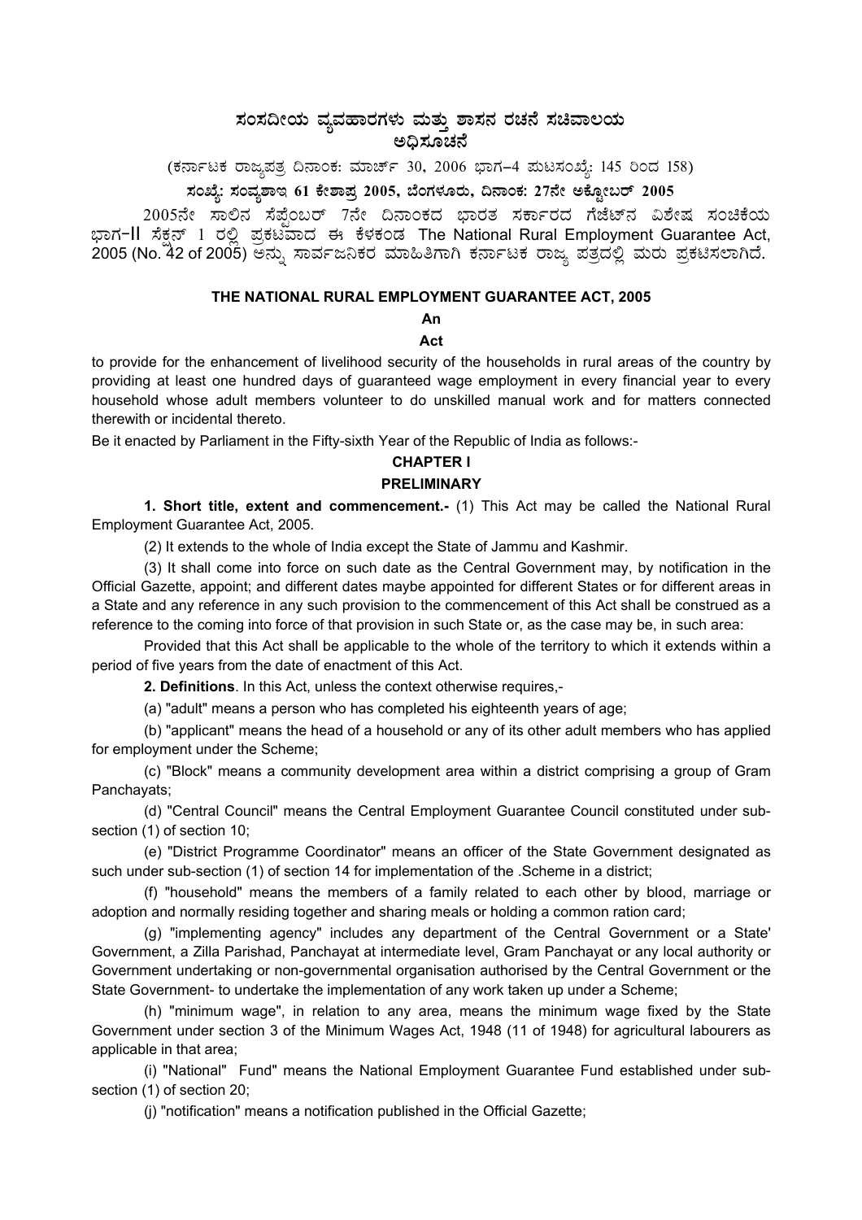# ಸಂಸದೀಯ ವ್ಯವಹಾರಗಳು ಮತ್ತು ಶಾಸನ ರಚನೆ ಸಚಿವಾಲಯ
## ಅಧಿಸೂಚನೆ

(ಕರ್ನಾಟಕ ರಾಜ್ಯಪತ್ರ ದಿನಾಂಕ: ಮಾರ್ಚ್ 30, 2006 ಭಾಗ–4 ಪುಟಸಂಖ್ಯೆ: 145 ರಿಂದ 158)

**ಸಂಖ್ಯೆ: ಸಂವ್ಯಶಾಇ 61 ಕೇಶಾಪ್ರ 2005, ಬೆಂಗಳೂರು, ದಿನಾಂಕ: 27ನೇ ಅಕ್ಟೋಬರ್ 2005**

2005ನೇ ಸಾಲಿನ ಸೆಪ್ಟೆಂಬರ್ 7ನೇ ದಿನಾಂಕದ ಭಾರತ ಸರ್ಕಾರದ ಗೆಜೆಟ್‌ನ ವಿಶೇಷ ಸಂಚಿಕೆಯ ಭಾಗ-II ಸೆಕ್ಷನ್ 1 ರಲ್ಲಿ ಪ್ರಕಟವಾದ ಈ ಕೆಳಕಂಡ The National Rural Employment Guarantee Act, 2005 (No. 42 of 2005) ಅನ್ನು ಸಾರ್ವಜನಿಕರ ಮಾಹಿತಿಗಾಗಿ ಕರ್ನಾಟಕ ರಾಜ್ಯ ಪತ್ರದಲ್ಲಿ ಮರು ಪ್ರಕಟಿಸಲಾಗಿದೆ.

## THE NATIONAL RURAL EMPLOYMENT GUARANTEE ACT, 2005

**An**

**Act**

to provide for the enhancement of livelihood security of the households in rural areas of the country by providing at least one hundred days of guaranteed wage employment in every financial year to every household whose adult members volunteer to do unskilled manual work and for matters connected therewith or incidental thereto.

Be it enacted by Parliament in the Fifty-sixth Year of the Republic of India as follows:-

### CHAPTER I

### PRELIMINARY

**1. Short title, extent and commencement.-** (1) This Act may be called the National Rural Employment Guarantee Act, 2005.

(2) It extends to the whole of India except the State of Jammu and Kashmir.

(3) It shall come into force on such date as the Central Government may, by notification in the Official Gazette, appoint; and different dates maybe appointed for different States or for different areas in a State and any reference in any such provision to the commencement of this Act shall be construed as a reference to the coming into force of that provision in such State or, as the case may be, in such area:

Provided that this Act shall be applicable to the whole of the territory to which it extends within a period of five years from the date of enactment of this Act.

**2. Definitions**. In this Act, unless the context otherwise requires,-

(a) "adult" means a person who has completed his eighteenth years of age;

(b) "applicant" means the head of a household or any of its other adult members who has applied for employment under the Scheme;

(c) "Block" means a community development area within a district comprising a group of Gram Panchayats;

(d) "Central Council" means the Central Employment Guarantee Council constituted under sub-section (1) of section 10;

(e) "District Programme Coordinator" means an officer of the State Government designated as such under sub-section (1) of section 14 for implementation of the .Scheme in a district;

(f) "household" means the members of a family related to each other by blood, marriage or adoption and normally residing together and sharing meals or holding a common ration card;

(g) "implementing agency" includes any department of the Central Government or a State' Government, a Zilla Parishad, Panchayat at intermediate level, Gram Panchayat or any local authority or Government undertaking or non-governmental organisation authorised by the Central Government or the State Government- to undertake the implementation of any work taken up under a Scheme;

(h) "minimum wage", in relation to any area, means the minimum wage fixed by the State Government under section 3 of the Minimum Wages Act, 1948 (11 of 1948) for agricultural labourers as applicable in that area;

(i) "National" Fund" means the National Employment Guarantee Fund established under sub-section (1) of section 20;

(j) "notification" means a notification published in the Official Gazette;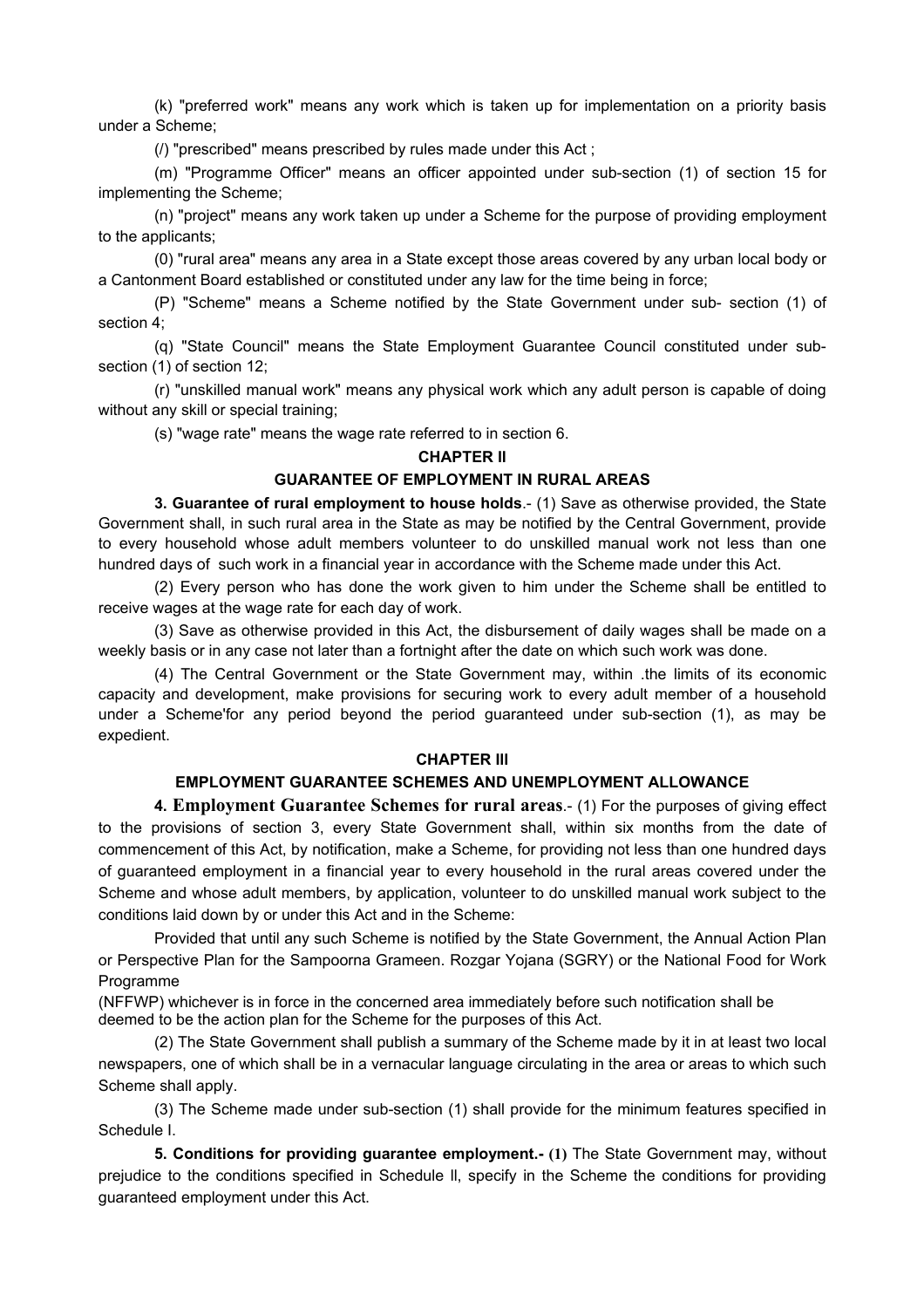(k) "preferred work" means any work which is taken up for implementation on a priority basis under a Scheme;

(/) "prescribed" means prescribed by rules made under this Act ;

(m) "Programme Officer" means an officer appointed under sub-section (1) of section 15 for implementing the Scheme;

(n) "project" means any work taken up under a Scheme for the purpose of providing employment to the applicants;

(0) "rural area" means any area in a State except those areas covered by any urban local body or a Cantonment Board established or constituted under any law for the time being in force;

(P) "Scheme" means a Scheme notified by the State Government under sub- section (1) of section 4;

(q) "State Council" means the State Employment Guarantee Council constituted under sub-section (1) of section 12;

(r) "unskilled manual work" means any physical work which any adult person is capable of doing without any skill or special training;

(s) "wage rate" means the wage rate referred to in section 6.

## CHAPTER II

## GUARANTEE OF EMPLOYMENT IN RURAL AREAS

**3. Guarantee of rural employment to house holds**.- (1) Save as otherwise provided, the State Government shall, in such rural area in the State as may be notified by the Central Government, provide to every household whose adult members volunteer to do unskilled manual work not less than one hundred days of such work in a financial year in accordance with the Scheme made under this Act.

(2) Every person who has done the work given to him under the Scheme shall be entitled to receive wages at the wage rate for each day of work.

(3) Save as otherwise provided in this Act, the disbursement of daily wages shall be made on a weekly basis or in any case not later than a fortnight after the date on which such work was done.

(4) The Central Government or the State Government may, within .the limits of its economic capacity and development, make provisions for securing work to every adult member of a household under a Scheme'for any period beyond the period guaranteed under sub-section (1), as may be expedient.

## CHAPTER III

## EMPLOYMENT GUARANTEE SCHEMES AND UNEMPLOYMENT ALLOWANCE

**4. Employment Guarantee Schemes for rural areas**.- (1) For the purposes of giving effect to the provisions of section 3, every State Government shall, within six months from the date of commencement of this Act, by notification, make a Scheme, for providing not less than one hundred days of guaranteed employment in a financial year to every household in the rural areas covered under the Scheme and whose adult members, by application, volunteer to do unskilled manual work subject to the conditions laid down by or under this Act and in the Scheme:

Provided that until any such Scheme is notified by the State Government, the Annual Action Plan or Perspective Plan for the Sampoorna Grameen. Rozgar Yojana (SGRY) or the National Food for Work Programme (NFFWP) whichever is in force in the concerned area immediately before such notification shall be deemed to be the action plan for the Scheme for the purposes of this Act.

(2) The State Government shall publish a summary of the Scheme made by it in at least two local newspapers, one of which shall be in a vernacular language circulating in the area or areas to which such Scheme shall apply.

(3) The Scheme made under sub-section (1) shall provide for the minimum features specified in Schedule I.

**5. Conditions for providing guarantee employment.- (1)** The State Government may, without prejudice to the conditions specified in Schedule Il, specify in the Scheme the conditions for providing guaranteed employment under this Act.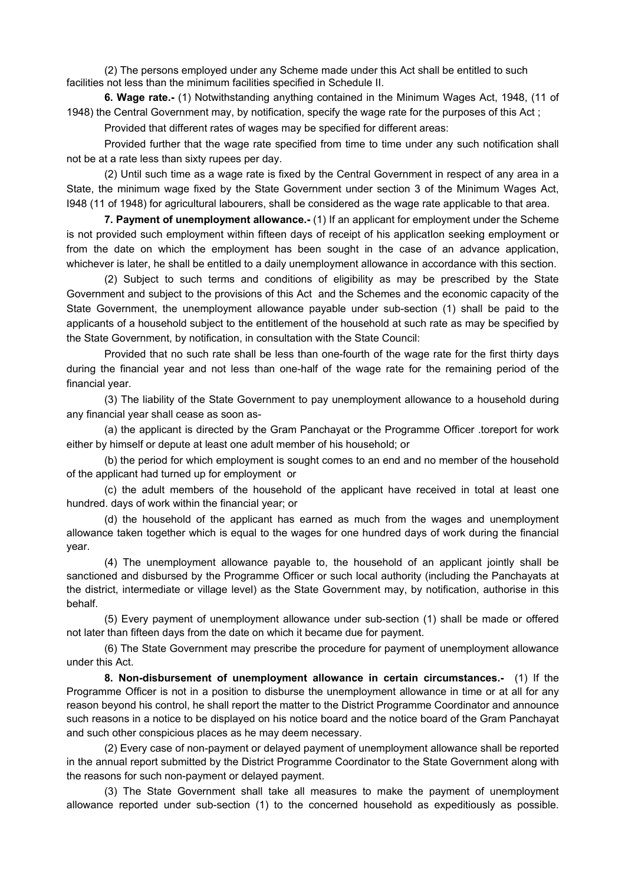(2) The persons employed under any Scheme made under this Act shall be entitled to such facilities not less than the minimum facilities specified in Schedule II.

**6. Wage rate.-** (1) Notwithstanding anything contained in the Minimum Wages Act, 1948, (11 of 1948) the Central Government may, by notification, specify the wage rate for the purposes of this Act ;

Provided that different rates of wages may be specified for different areas:

Provided further that the wage rate specified from time to time under any such notification shall not be at a rate less than sixty rupees per day.

(2) Until such time as a wage rate is fixed by the Central Government in respect of any area in a State, the minimum wage fixed by the State Government under section 3 of the Minimum Wages Act, I948 (11 of 1948) for agricultural labourers, shall be considered as the wage rate applicable to that area.

**7. Payment of unemployment allowance.-** (1) If an applicant for employment under the Scheme is not provided such employment within fifteen days of receipt of his applicatIon seeking employment or from the date on which the employment has been sought in the case of an advance application, whichever is later, he shall be entitled to a daily unemployment allowance in accordance with this section.

(2) Subject to such terms and conditions of eligibility as may be prescribed by the State Government and subject to the provisions of this Act and the Schemes and the economic capacity of the State Government, the unemployment allowance payable under sub-section (1) shall be paid to the applicants of a household subject to the entitlement of the household at such rate as may be specified by the State Government, by notification, in consultation with the State Council:

Provided that no such rate shall be less than one-fourth of the wage rate for the first thirty days during the financial year and not less than one-half of the wage rate for the remaining period of the financial year.

(3) The liability of the State Government to pay unemployment allowance to a household during any financial year shall cease as soon as-

(a) the applicant is directed by the Gram Panchayat or the Programme Officer .toreport for work either by himself or depute at least one adult member of his household; or

(b) the period for which employment is sought comes to an end and no member of the household of the applicant had turned up for employment or

(c) the adult members of the household of the applicant have received in total at least one hundred. days of work within the financial year; or

(d) the household of the applicant has earned as much from the wages and unemployment allowance taken together which is equal to the wages for one hundred days of work during the financial year.

(4) The unemployment allowance payable to, the household of an applicant jointly shall be sanctioned and disbursed by the Programme Officer or such local authority (including the Panchayats at the district, intermediate or village level) as the State Government may, by notification, authorise in this behalf.

(5) Every payment of unemployment allowance under sub-section (1) shall be made or offered not later than fifteen days from the date on which it became due for payment.

(6) The State Government may prescribe the procedure for payment of unemployment allowance under this Act.

**8. Non-disbursement of unemployment allowance in certain circumstances.-** (1) If the Programme Officer is not in a position to disburse the unemployment allowance in time or at all for any reason beyond his control, he shall report the matter to the District Programme Coordinator and announce such reasons in a notice to be displayed on his notice board and the notice board of the Gram Panchayat and such other conspicious places as he may deem necessary.

(2) Every case of non-payment or delayed payment of unemployment allowance shall be reported in the annual report submitted by the District Programme Coordinator to the State Government along with the reasons for such non-payment or delayed payment.

(3) The State Government shall take all measures to make the payment of unemployment allowance reported under sub-section (1) to the concerned household as expeditiously as possible.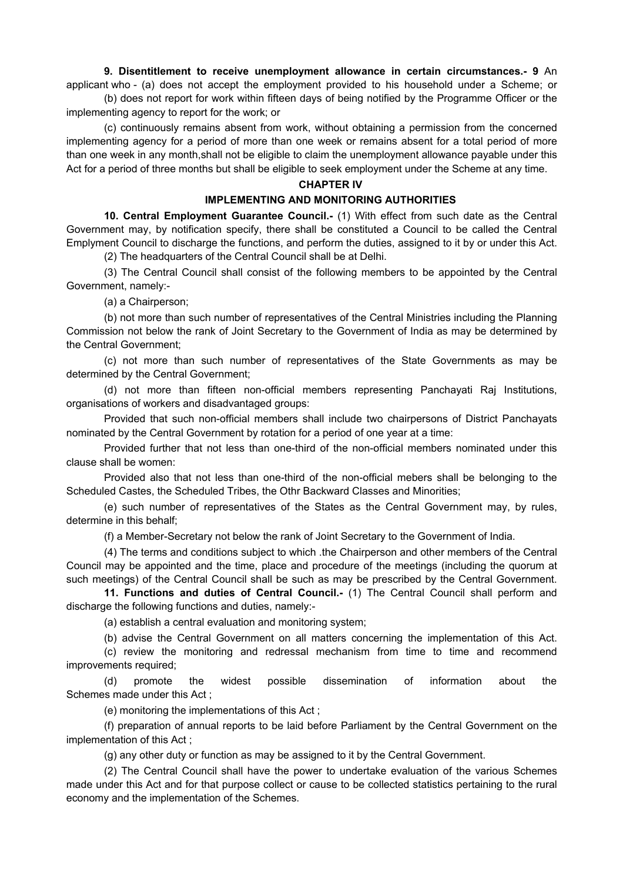**9. Disentitlement to receive unemployment allowance in certain circumstances.- 9** An applicant who - (a) does not accept the employment provided to his household under a Scheme; or

(b) does not report for work within fifteen days of being notified by the Programme Officer or the implementing agency to report for the work; or

(c) continuously remains absent from work, without obtaining a permission from the concerned implementing agency for a period of more than one week or remains absent for a total period of more than one week in any month,shall not be eligible to claim the unemployment allowance payable under this Act for a period of three months but shall be eligible to seek employment under the Scheme at any time.

## CHAPTER IV

## IMPLEMENTING AND MONITORING AUTHORITIES

**10. Central Employment Guarantee Council.-** (1) With effect from such date as the Central Government may, by notification specify, there shall be constituted a Council to be called the Central Emplyment Council to discharge the functions, and perform the duties, assigned to it by or under this Act.

(2) The headquarters of the Central Council shall be at Delhi.

(3) The Central Council shall consist of the following members to be appointed by the Central Government, namely:-

(a) a Chairperson;

(b) not more than such number of representatives of the Central Ministries including the Planning Commission not below the rank of Joint Secretary to the Government of India as may be determined by the Central Government;

(c) not more than such number of representatives of the State Governments as may be determined by the Central Government;

(d) not more than fifteen non-official members representing Panchayati Raj Institutions, organisations of workers and disadvantaged groups:

Provided that such non-official members shall include two chairpersons of District Panchayats nominated by the Central Government by rotation for a period of one year at a time:

Provided further that not less than one-third of the non-official members nominated under this clause shall be women:

Provided also that not less than one-third of the non-official mebers shall be belonging to the Scheduled Castes, the Scheduled Tribes, the Othr Backward Classes and Minorities;

(e) such number of representatives of the States as the Central Government may, by rules, determine in this behalf;

(f) a Member-Secretary not below the rank of Joint Secretary to the Government of India.

(4) The terms and conditions subject to which .the Chairperson and other members of the Central Council may be appointed and the time, place and procedure of the meetings (including the quorum at such meetings) of the Central Council shall be such as may be prescribed by the Central Government.

**11. Functions and duties of Central Council.-** (1) The Central Council shall perform and discharge the following functions and duties, namely:-

(a) establish a central evaluation and monitoring system;

(b) advise the Central Government on all matters concerning the implementation of this Act.

(c) review the monitoring and redressal mechanism from time to time and recommend improvements required;

(d) promote the widest possible dissemination of information about the Schemes made under this Act ;

(e) monitoring the implementations of this Act ;

(f) preparation of annual reports to be laid before Parliament by the Central Government on the implementation of this Act ;

(g) any other duty or function as may be assigned to it by the Central Government.

(2) The Central Council shall have the power to undertake evaluation of the various Schemes made under this Act and for that purpose collect or cause to be collected statistics pertaining to the rural economy and the implementation of the Schemes.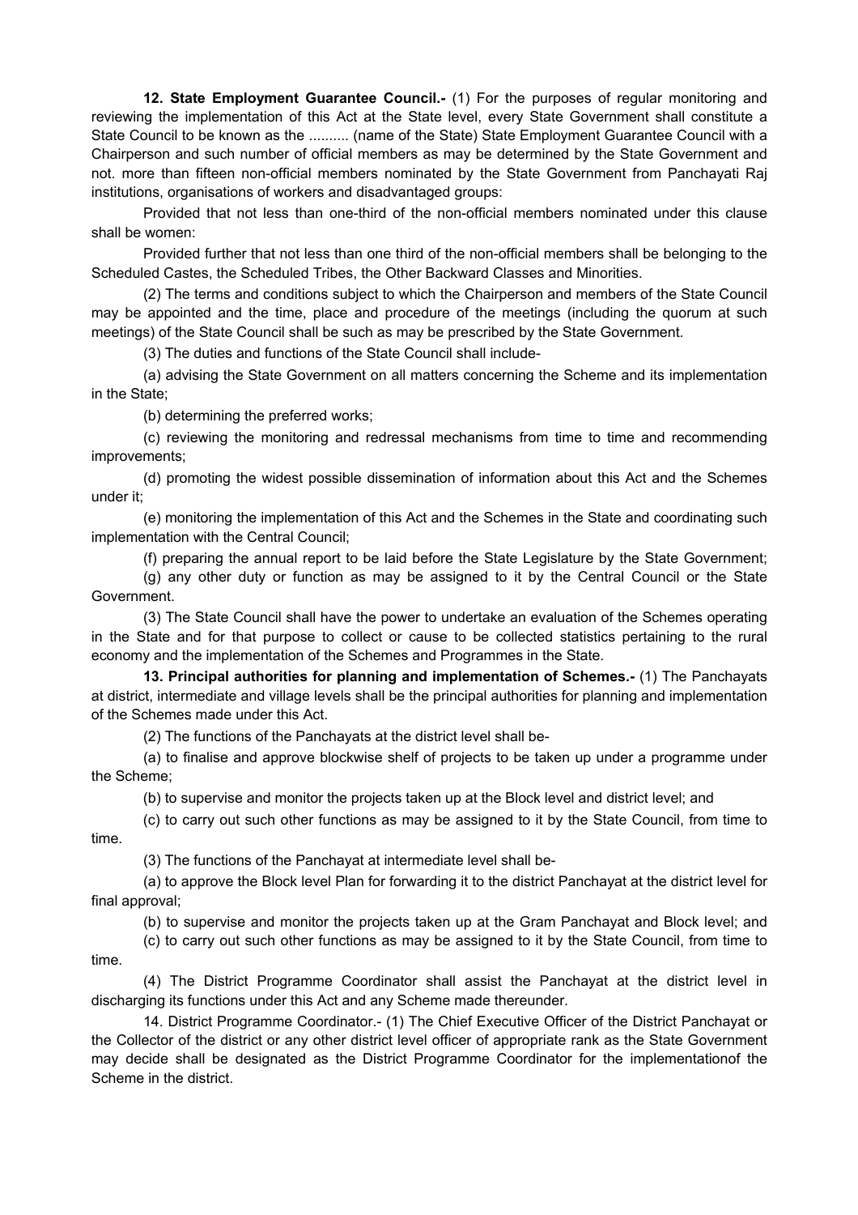**12. State Employment Guarantee Council.-** (1) For the purposes of regular monitoring and reviewing the implementation of this Act at the State level, every State Government shall constitute a State Council to be known as the .......... (name of the State) State Employment Guarantee Council with a Chairperson and such number of official members as may be determined by the State Government and not. more than fifteen non-official members nominated by the State Government from Panchayati Raj institutions, organisations of workers and disadvantaged groups:

Provided that not less than one-third of the non-official members nominated under this clause shall be women:

Provided further that not less than one third of the non-official members shall be belonging to the Scheduled Castes, the Scheduled Tribes, the Other Backward Classes and Minorities.

(2) The terms and conditions subject to which the Chairperson and members of the State Council may be appointed and the time, place and procedure of the meetings (including the quorum at such meetings) of the State Council shall be such as may be prescribed by the State Government.

(3) The duties and functions of the State Council shall include-

(a) advising the State Government on all matters concerning the Scheme and its implementation in the State;

(b) determining the preferred works;

(c) reviewing the monitoring and redressal mechanisms from time to time and recommending improvements;

(d) promoting the widest possible dissemination of information about this Act and the Schemes under it;

(e) monitoring the implementation of this Act and the Schemes in the State and coordinating such implementation with the Central Council;

(f) preparing the annual report to be laid before the State Legislature by the State Government;

(g) any other duty or function as may be assigned to it by the Central Council or the State Government.

(3) The State Council shall have the power to undertake an evaluation of the Schemes operating in the State and for that purpose to collect or cause to be collected statistics pertaining to the rural economy and the implementation of the Schemes and Programmes in the State.

**13. Principal authorities for planning and implementation of Schemes.-** (1) The Panchayats at district, intermediate and village levels shall be the principal authorities for planning and implementation of the Schemes made under this Act.

(2) The functions of the Panchayats at the district level shall be-

(a) to finalise and approve blockwise shelf of projects to be taken up under a programme under the Scheme;

(b) to supervise and monitor the projects taken up at the Block level and district level; and

(c) to carry out such other functions as may be assigned to it by the State Council, from time to time.

(3) The functions of the Panchayat at intermediate level shall be-

(a) to approve the Block level Plan for forwarding it to the district Panchayat at the district level for final approval;

(b) to supervise and monitor the projects taken up at the Gram Panchayat and Block level; and

(c) to carry out such other functions as may be assigned to it by the State Council, from time to time.

(4) The District Programme Coordinator shall assist the Panchayat at the district level in discharging its functions under this Act and any Scheme made thereunder.

14. District Programme Coordinator.- (1) The Chief Executive Officer of the District Panchayat or the Collector of the district or any other district level officer of appropriate rank as the State Government may decide shall be designated as the District Programme Coordinator for the implementationof the Scheme in the district.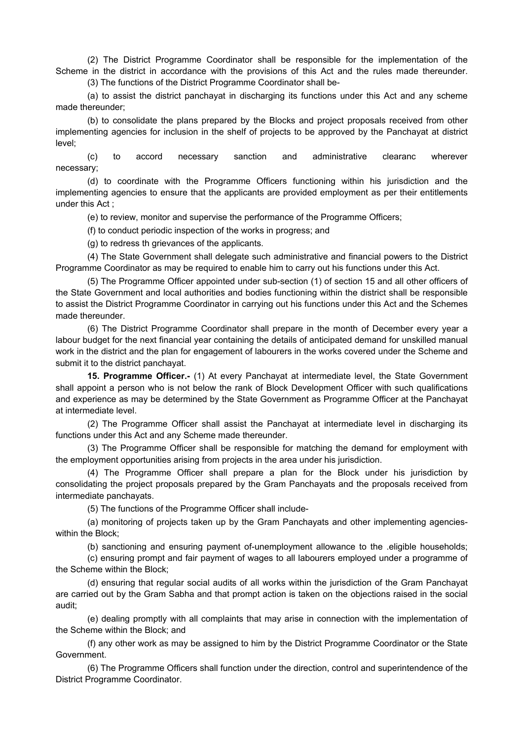(2) The District Programme Coordinator shall be responsible for the implementation of the Scheme in the district in accordance with the provisions of this Act and the rules made thereunder.

(3) The functions of the District Programme Coordinator shall be-

(a) to assist the district panchayat in discharging its functions under this Act and any scheme made thereunder;

(b) to consolidate the plans prepared by the Blocks and project proposals received from other implementing agencies for inclusion in the shelf of projects to be approved by the Panchayat at district level;

(c) to accord necessary sanction and administrative clearanc wherever necessary;

(d) to coordinate with the Programme Officers functioning within his jurisdiction and the implementing agencies to ensure that the applicants are provided employment as per their entitlements under this Act ;

(e) to review, monitor and supervise the performance of the Programme Officers;

(f) to conduct periodic inspection of the works in progress; and

(g) to redress th grievances of the applicants.

(4) The State Government shall delegate such administrative and financial powers to the District Programme Coordinator as may be required to enable him to carry out his functions under this Act.

(5) The Programme Officer appointed under sub-section (1) of section 15 and all other officers of the State Government and local authorities and bodies functioning within the district shall be responsible to assist the District Programme Coordinator in carrying out his functions under this Act and the Schemes made thereunder.

(6) The District Programme Coordinator shall prepare in the month of December every year a labour budget for the next financial year containing the details of anticipated demand for unskilled manual work in the district and the plan for engagement of labourers in the works covered under the Scheme and submit it to the district panchayat.

**15. Programme Officer.-** (1) At every Panchayat at intermediate level, the State Government shall appoint a person who is not below the rank of Block Development Officer with such qualifications and experience as may be determined by the State Government as Programme Officer at the Panchayat at intermediate level.

(2) The Programme Officer shall assist the Panchayat at intermediate level in discharging its functions under this Act and any Scheme made thereunder.

(3) The Programme Officer shall be responsible for matching the demand for employment with the employment opportunities arising from projects in the area under his jurisdiction.

(4) The Programme Officer shall prepare a plan for the Block under his jurisdiction by consolidating the project proposals prepared by the Gram Panchayats and the proposals received from intermediate panchayats.

(5) The functions of the Programme Officer shall include-

(a) monitoring of projects taken up by the Gram Panchayats and other implementing agencies-within the Block;

(b) sanctioning and ensuring payment of-unemployment allowance to the .eligible households;

(c) ensuring prompt and fair payment of wages to all labourers employed under a programme of the Scheme within the Block;

(d) ensuring that regular social audits of all works within the jurisdiction of the Gram Panchayat are carried out by the Gram Sabha and that prompt action is taken on the objections raised in the social audit;

(e) dealing promptly with all complaints that may arise in connection with the implementation of the Scheme within the Block; and

(f) any other work as may be assigned to him by the District Programme Coordinator or the State Government.

(6) The Programme Officers shall function under the direction, control and superintendence of the District Programme Coordinator.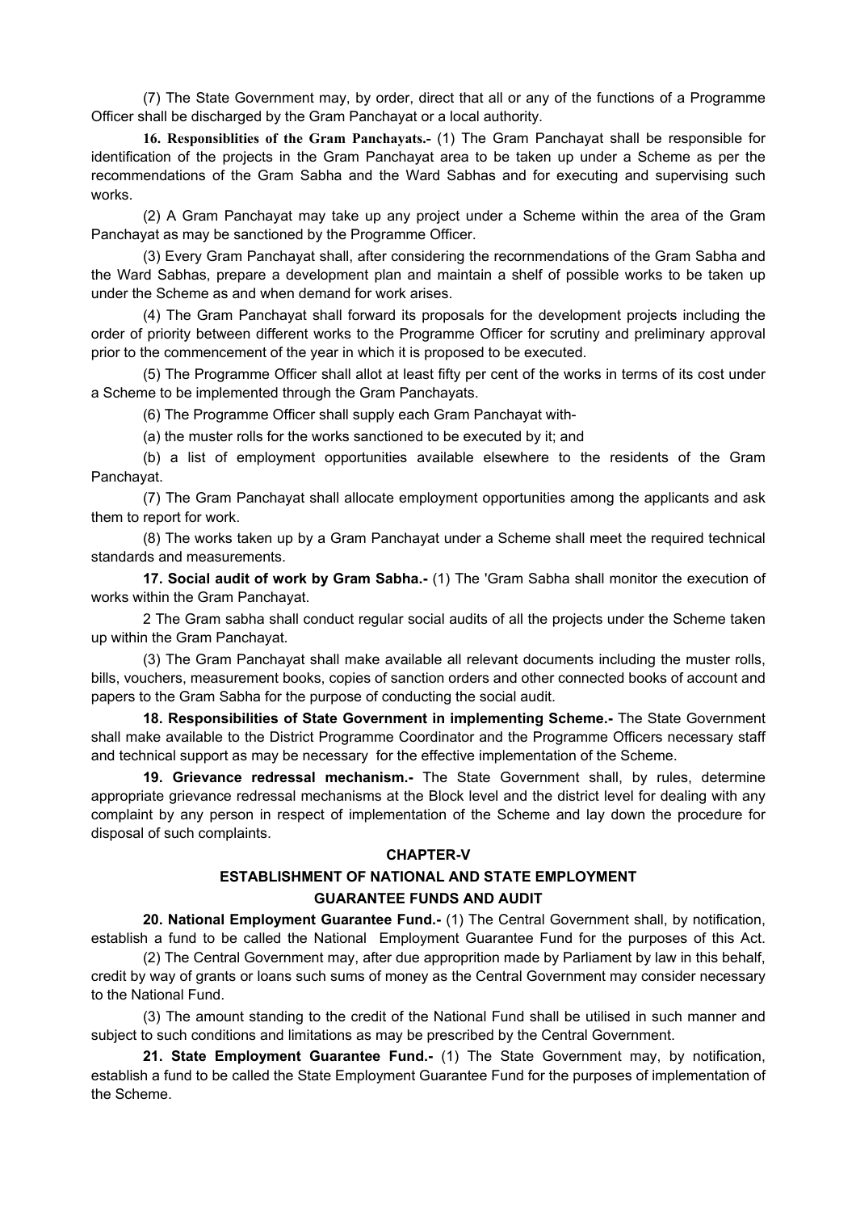(7) The State Government may, by order, direct that all or any of the functions of a Programme Officer shall be discharged by the Gram Panchayat or a local authority.

**16. Responsiblities of the Gram Panchayats.-** (1) The Gram Panchayat shall be responsible for identification of the projects in the Gram Panchayat area to be taken up under a Scheme as per the recommendations of the Gram Sabha and the Ward Sabhas and for executing and supervising such works.

(2) A Gram Panchayat may take up any project under a Scheme within the area of the Gram Panchayat as may be sanctioned by the Programme Officer.

(3) Every Gram Panchayat shall, after considering the recornmendations of the Gram Sabha and the Ward Sabhas, prepare a development plan and maintain a shelf of possible works to be taken up under the Scheme as and when demand for work arises.

(4) The Gram Panchayat shall forward its proposals for the development projects including the order of priority between different works to the Programme Officer for scrutiny and preliminary approval prior to the commencement of the year in which it is proposed to be executed.

(5) The Programme Officer shall allot at least fifty per cent of the works in terms of its cost under a Scheme to be implemented through the Gram Panchayats.

(6) The Programme Officer shall supply each Gram Panchayat with-

(a) the muster rolls for the works sanctioned to be executed by it; and

(b) a list of employment opportunities available elsewhere to the residents of the Gram Panchayat.

(7) The Gram Panchayat shall allocate employment opportunities among the applicants and ask them to report for work.

(8) The works taken up by a Gram Panchayat under a Scheme shall meet the required technical standards and measurements.

**17. Social audit of work by Gram Sabha.-** (1) The 'Gram Sabha shall monitor the execution of works within the Gram Panchayat.

2 The Gram sabha shall conduct regular social audits of all the projects under the Scheme taken up within the Gram Panchayat.

(3) The Gram Panchayat shall make available all relevant documents including the muster rolls, bills, vouchers, measurement books, copies of sanction orders and other connected books of account and papers to the Gram Sabha for the purpose of conducting the social audit.

**18. Responsibilities of State Government in implementing Scheme.-** The State Government shall make available to the District Programme Coordinator and the Programme Officers necessary staff and technical support as may be necessary for the effective implementation of the Scheme.

**19. Grievance redressal mechanism.-** The State Government shall, by rules, determine appropriate grievance redressal mechanisms at the Block level and the district level for dealing with any complaint by any person in respect of implementation of the Scheme and lay down the procedure for disposal of such complaints.

## CHAPTER-V

## ESTABLISHMENT OF NATIONAL AND STATE EMPLOYMENT GUARANTEE FUNDS AND AUDIT

**20. National Employment Guarantee Fund.-** (1) The Central Government shall, by notification, establish a fund to be called the National Employment Guarantee Fund for the purposes of this Act.

(2) The Central Government may, after due approprition made by Parliament by law in this behalf, credit by way of grants or loans such sums of money as the Central Government may consider necessary to the National Fund.

(3) The amount standing to the credit of the National Fund shall be utilised in such manner and subject to such conditions and limitations as may be prescribed by the Central Government.

**21. State Employment Guarantee Fund.-** (1) The State Government may, by notification, establish a fund to be called the State Employment Guarantee Fund for the purposes of implementation of the Scheme.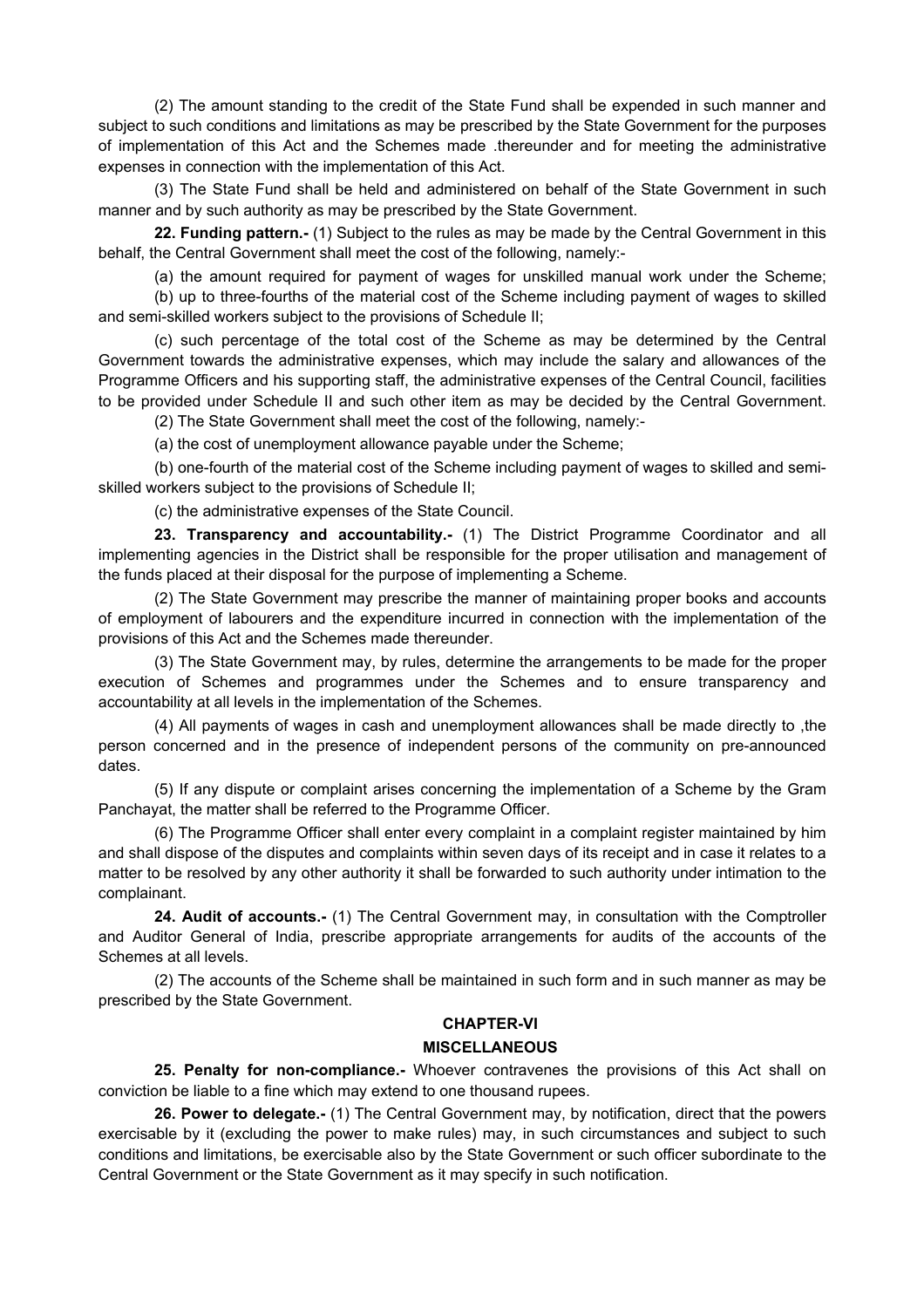(2) The amount standing to the credit of the State Fund shall be expended in such manner and subject to such conditions and limitations as may be prescribed by the State Government for the purposes of implementation of this Act and the Schemes made .thereunder and for meeting the administrative expenses in connection with the implementation of this Act.

(3) The State Fund shall be held and administered on behalf of the State Government in such manner and by such authority as may be prescribed by the State Government.

**22. Funding pattern.-** (1) Subject to the rules as may be made by the Central Government in this behalf, the Central Government shall meet the cost of the following, namely:-

(a) the amount required for payment of wages for unskilled manual work under the Scheme;

(b) up to three-fourths of the material cost of the Scheme including payment of wages to skilled and semi-skilled workers subject to the provisions of Schedule II;

(c) such percentage of the total cost of the Scheme as may be determined by the Central Government towards the administrative expenses, which may include the salary and allowances of the Programme Officers and his supporting staff, the administrative expenses of the Central Council, facilities to be provided under Schedule II and such other item as may be decided by the Central Government.

(2) The State Government shall meet the cost of the following, namely:-

(a) the cost of unemployment allowance payable under the Scheme;

(b) one-fourth of the material cost of the Scheme including payment of wages to skilled and semi-skilled workers subject to the provisions of Schedule II;

(c) the administrative expenses of the State Council.

**23. Transparency and accountability.-** (1) The District Programme Coordinator and all implementing agencies in the District shall be responsible for the proper utilisation and management of the funds placed at their disposal for the purpose of implementing a Scheme.

(2) The State Government may prescribe the manner of maintaining proper books and accounts of employment of labourers and the expenditure incurred in connection with the implementation of the provisions of this Act and the Schemes made thereunder.

(3) The State Government may, by rules, determine the arrangements to be made for the proper execution of Schemes and programmes under the Schemes and to ensure transparency and accountability at all levels in the implementation of the Schemes.

(4) All payments of wages in cash and unemployment allowances shall be made directly to ,the person concerned and in the presence of independent persons of the community on pre-announced dates.

(5) If any dispute or complaint arises concerning the implementation of a Scheme by the Gram Panchayat, the matter shall be referred to the Programme Officer.

(6) The Programme Officer shall enter every complaint in a complaint register maintained by him and shall dispose of the disputes and complaints within seven days of its receipt and in case it relates to a matter to be resolved by any other authority it shall be forwarded to such authority under intimation to the complainant.

**24. Audit of accounts.-** (1) The Central Government may, in consultation with the Comptroller and Auditor General of India, prescribe appropriate arrangements for audits of the accounts of the Schemes at all levels.

(2) The accounts of the Scheme shall be maintained in such form and in such manner as may be prescribed by the State Government.

## CHAPTER-VI

## MISCELLANEOUS

**25. Penalty for non-compliance.-** Whoever contravenes the provisions of this Act shall on conviction be liable to a fine which may extend to one thousand rupees.

**26. Power to delegate.-** (1) The Central Government may, by notification, direct that the powers exercisable by it (excluding the power to make rules) may, in such circumstances and subject to such conditions and limitations, be exercisable also by the State Government or such officer subordinate to the Central Government or the State Government as it may specify in such notification.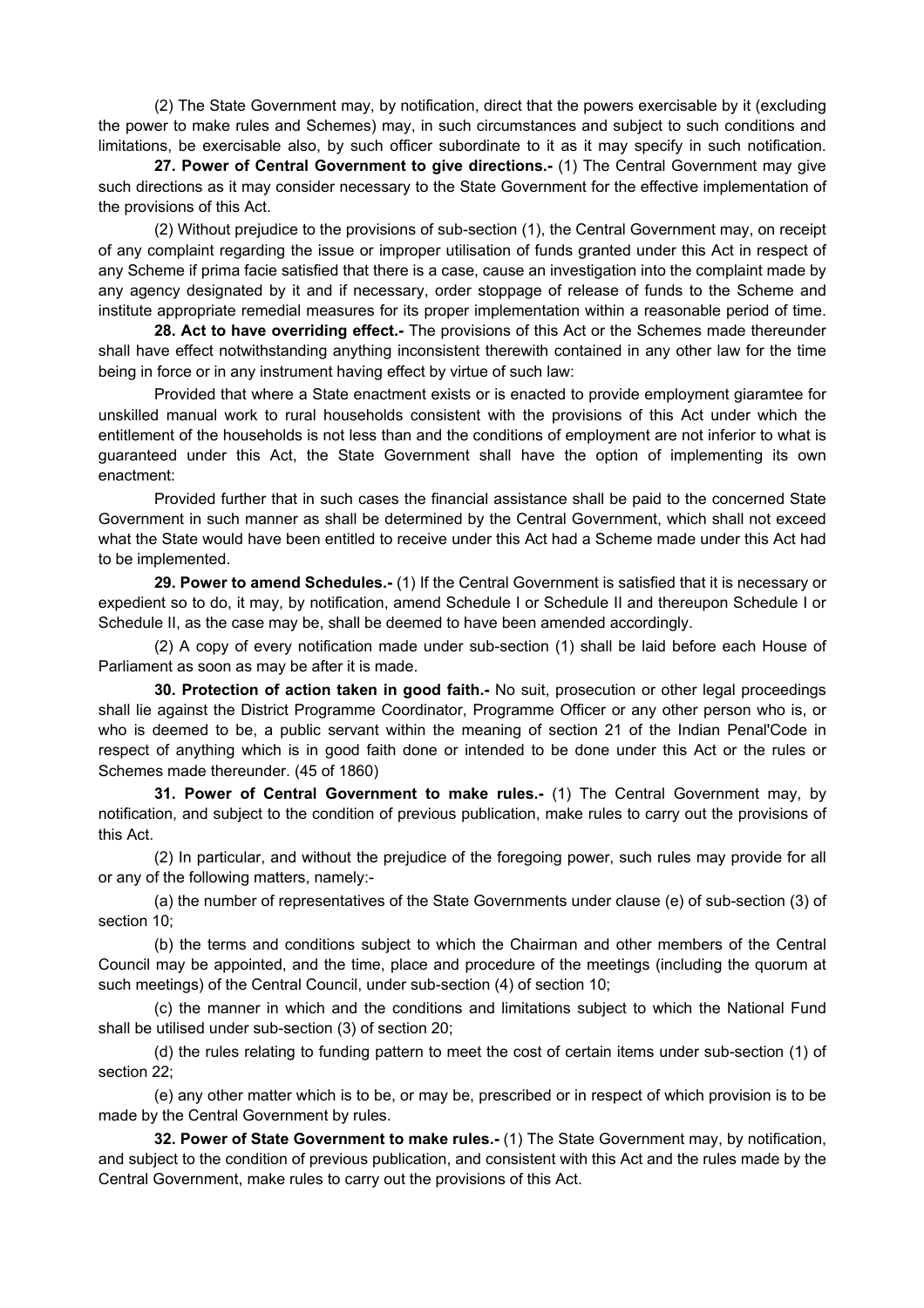(2) The State Government may, by notification, direct that the powers exercisable by it (excluding the power to make rules and Schemes) may, in such circumstances and subject to such conditions and limitations, be exercisable also, by such officer subordinate to it as it may specify in such notification.

**27. Power of Central Government to give directions.-** (1) The Central Government may give such directions as it may consider necessary to the State Government for the effective implementation of the provisions of this Act.

(2) Without prejudice to the provisions of sub-section (1), the Central Government may, on receipt of any complaint regarding the issue or improper utilisation of funds granted under this Act in respect of any Scheme if prima facie satisfied that there is a case, cause an investigation into the complaint made by any agency designated by it and if necessary, order stoppage of release of funds to the Scheme and institute appropriate remedial measures for its proper implementation within a reasonable period of time.

**28. Act to have overriding effect.-** The provisions of this Act or the Schemes made thereunder shall have effect notwithstanding anything inconsistent therewith contained in any other law for the time being in force or in any instrument having effect by virtue of such law:

Provided that where a State enactment exists or is enacted to provide employment giaramtee for unskilled manual work to rural households consistent with the provisions of this Act under which the entitlement of the households is not less than and the conditions of employment are not inferior to what is guaranteed under this Act, the State Government shall have the option of implementing its own enactment:

Provided further that in such cases the financial assistance shall be paid to the concerned State Government in such manner as shall be determined by the Central Government, which shall not exceed what the State would have been entitled to receive under this Act had a Scheme made under this Act had to be implemented.

**29. Power to amend Schedules.-** (1) If the Central Government is satisfied that it is necessary or expedient so to do, it may, by notification, amend Schedule I or Schedule II and thereupon Schedule I or Schedule II, as the case may be, shall be deemed to have been amended accordingly.

(2) A copy of every notification made under sub-section (1) shall be laid before each House of Parliament as soon as may be after it is made.

**30. Protection of action taken in good faith.-** No suit, prosecution or other legal proceedings shall lie against the District Programme Coordinator, Programme Officer or any other person who is, or who is deemed to be, a public servant within the meaning of section 21 of the Indian Penal'Code in respect of anything which is in good faith done or intended to be done under this Act or the rules or Schemes made thereunder. (45 of 1860)

**31. Power of Central Government to make rules.-** (1) The Central Government may, by notification, and subject to the condition of previous publication, make rules to carry out the provisions of this Act.

(2) In particular, and without the prejudice of the foregoing power, such rules may provide for all or any of the following matters, namely:-

(a) the number of representatives of the State Governments under clause (e) of sub-section (3) of section 10;

(b) the terms and conditions subject to which the Chairman and other members of the Central Council may be appointed, and the time, place and procedure of the meetings (including the quorum at such meetings) of the Central Council, under sub-section (4) of section 10;

(c) the manner in which and the conditions and limitations subject to which the National Fund shall be utilised under sub-section (3) of section 20;

(d) the rules relating to funding pattern to meet the cost of certain items under sub-section (1) of section 22;

(e) any other matter which is to be, or may be, prescribed or in respect of which provision is to be made by the Central Government by rules.

**32. Power of State Government to make rules.-** (1) The State Government may, by notification, and subject to the condition of previous publication, and consistent with this Act and the rules made by the Central Government, make rules to carry out the provisions of this Act.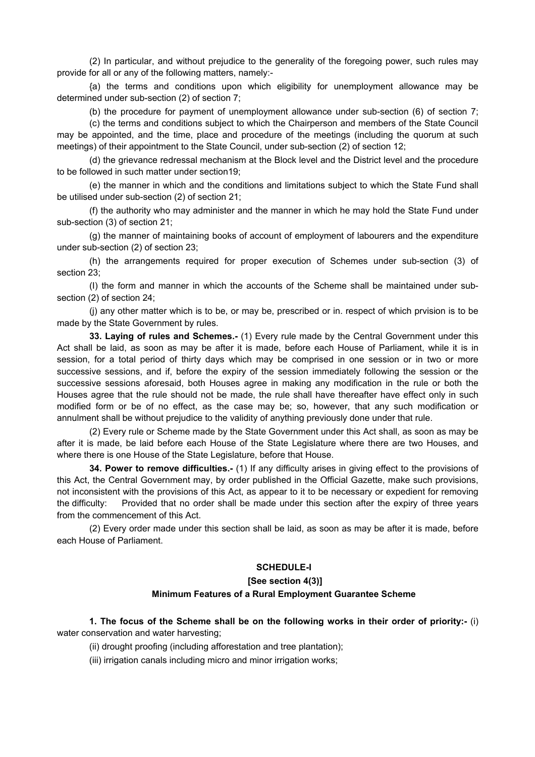(2) In particular, and without prejudice to the generality of the foregoing power, such rules may provide for all or any of the following matters, namely:-

{a) the terms and conditions upon which eligibility for unemployment allowance may be determined under sub-section (2) of section 7;

(b) the procedure for payment of unemployment allowance under sub-section (6) of section 7;

(c) the terms and conditions subject to which the Chairperson and members of the State Council may be appointed, and the time, place and procedure of the meetings (including the quorum at such meetings) of their appointment to the State Council, under sub-section (2) of section 12;

(d) the grievance redressal mechanism at the Block level and the District level and the procedure to be followed in such matter under section19;

(e) the manner in which and the conditions and limitations subject to which the State Fund shall be utilised under sub-section (2) of section 21;

(f) the authority who may administer and the manner in which he may hold the State Fund under sub-section (3) of section 21;

(g) the manner of maintaining books of account of employment of labourers and the expenditure under sub-section (2) of section 23;

(h) the arrangements required for proper execution of Schemes under sub-section (3) of section 23;

(I) the form and manner in which the accounts of the Scheme shall be maintained under sub-section (2) of section 24;

(j) any other matter which is to be, or may be, prescribed or in. respect of which prvision is to be made by the State Government by rules.

**33. Laying of rules and Schemes.-** (1) Every rule made by the Central Government under this Act shall be laid, as soon as may be after it is made, before each House of Parliament, while it is in session, for a total period of thirty days which may be comprised in one session or in two or more successive sessions, and if, before the expiry of the session immediately following the session or the successive sessions aforesaid, both Houses agree in making any modification in the rule or both the Houses agree that the rule should not be made, the rule shall have thereafter have effect only in such modified form or be of no effect, as the case may be; so, however, that any such modification or annulment shall be without prejudice to the validity of anything previously done under that rule.

(2) Every rule or Scheme made by the State Government under this Act shall, as soon as may be after it is made, be laid before each House of the State Legislature where there are two Houses, and where there is one House of the State Legislature, before that House.

**34. Power to remove difficulties.-** (1) If any difficulty arises in giving effect to the provisions of this Act, the Central Government may, by order published in the Official Gazette, make such provisions, not inconsistent with the provisions of this Act, as appear to it to be necessary or expedient for removing the difficulty: Provided that no order shall be made under this section after the expiry of three years from the commencement of this Act.

(2) Every order made under this section shall be laid, as soon as may be after it is made, before each House of Parliament.

## SCHEDULE-I

### [See section 4(3)]

### Minimum Features of a Rural Employment Guarantee Scheme

**1. The focus of the Scheme shall be on the following works in their order of priority:-** (i) water conservation and water harvesting;

(ii) drought proofing (including afforestation and tree plantation);

(iii) irrigation canals including micro and minor irrigation works;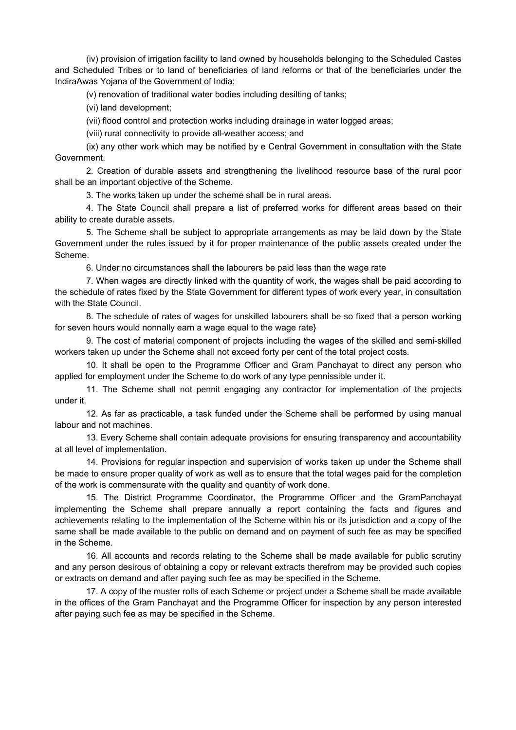(iv) provision of irrigation facility to land owned by households belonging to the Scheduled Castes and Scheduled Tribes or to land of beneficiaries of land reforms or that of the beneficiaries under the IndiraAwas Yojana of the Government of India;

(v) renovation of traditional water bodies including desilting of tanks;

(vi) land development;

(vii) flood control and protection works including drainage in water logged areas;

(viii) rural connectivity to provide all-weather access; and

(ix) any other work which may be notified by e Central Government in consultation with the State Government.

2. Creation of durable assets and strengthening the livelihood resource base of the rural poor shall be an important objective of the Scheme.

3. The works taken up under the scheme shall be in rural areas.

4. The State Council shall prepare a list of preferred works for different areas based on their ability to create durable assets.

5. The Scheme shall be subject to appropriate arrangements as may be laid down by the State Government under the rules issued by it for proper maintenance of the public assets created under the Scheme.

6. Under no circumstances shall the labourers be paid less than the wage rate

7. When wages are directly linked with the quantity of work, the wages shall be paid according to the schedule of rates fixed by the State Government for different types of work every year, in consultation with the State Council.

8. The schedule of rates of wages for unskilled labourers shall be so fixed that a person working for seven hours would nonnally earn a wage equal to the wage rate}

9. The cost of material component of projects including the wages of the skilled and semi-skilled workers taken up under the Scheme shall not exceed forty per cent of the total project costs.

10. It shall be open to the Programme Officer and Gram Panchayat to direct any person who applied for employment under the Scheme to do work of any type pennissible under it.

11. The Scheme shall not pennit engaging any contractor for implementation of the projects under it.

12. As far as practicable, a task funded under the Scheme shall be performed by using manual labour and not machines.

13. Every Scheme shall contain adequate provisions for ensuring transparency and accountability at all level of implementation.

14. Provisions for regular inspection and supervision of works taken up under the Scheme shall be made to ensure proper quality of work as well as to ensure that the total wages paid for the completion of the work is commensurate with the quality and quantity of work done.

15. The District Programme Coordinator, the Programme Officer and the GramPanchayat implementing the Scheme shall prepare annually a report containing the facts and figures and achievements relating to the implementation of the Scheme within his or its jurisdiction and a copy of the same shall be made available to the public on demand and on payment of such fee as may be specified in the Scheme.

16. All accounts and records relating to the Scheme shall be made available for public scrutiny and any person desirous of obtaining a copy or relevant extracts therefrom may be provided such copies or extracts on demand and after paying such fee as may be specified in the Scheme.

17. A copy of the muster rolls of each Scheme or project under a Scheme shall be made available in the offices of the Gram Panchayat and the Programme Officer for inspection by any person interested after paying such fee as may be specified in the Scheme.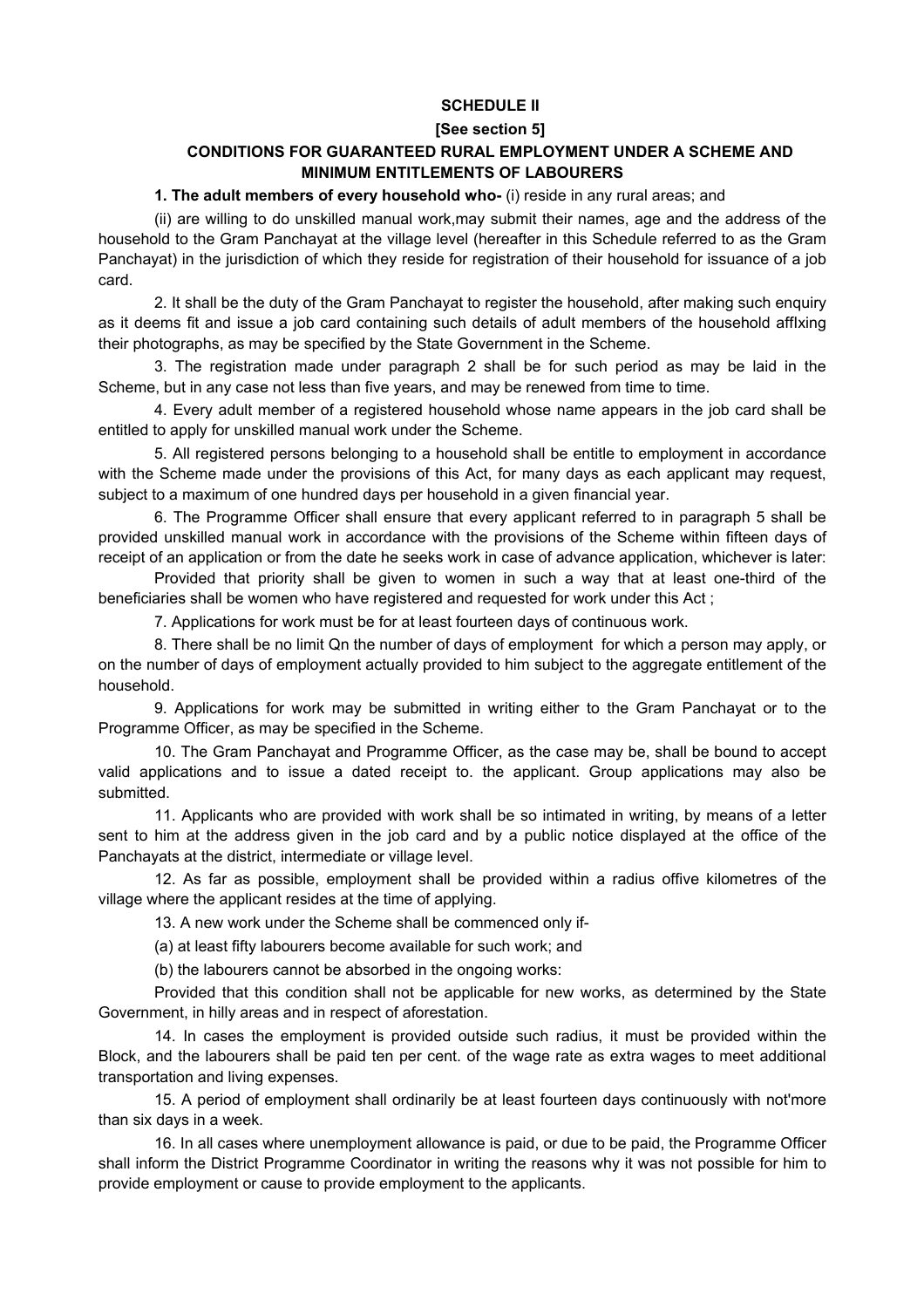## SCHEDULE II

### [See section 5]

### CONDITIONS FOR GUARANTEED RURAL EMPLOYMENT UNDER A SCHEME AND MINIMUM ENTITLEMENTS OF LABOURERS

**1. The adult members of every household who-** (i) reside in any rural areas; and

(ii) are willing to do unskilled manual work,may submit their names, age and the address of the household to the Gram Panchayat at the village level (hereafter in this Schedule referred to as the Gram Panchayat) in the jurisdiction of which they reside for registration of their household for issuance of a job card.

2. It shall be the duty of the Gram Panchayat to register the household, after making such enquiry as it deems fit and issue a job card containing such details of adult members of the household affIxing their photographs, as may be specified by the State Government in the Scheme.

3. The registration made under paragraph 2 shall be for such period as may be laid in the Scheme, but in any case not less than five years, and may be renewed from time to time.

4. Every adult member of a registered household whose name appears in the job card shall be entitled to apply for unskilled manual work under the Scheme.

5. All registered persons belonging to a household shall be entitle to employment in accordance with the Scheme made under the provisions of this Act, for many days as each applicant may request, subject to a maximum of one hundred days per household in a given financial year.

6. The Programme Officer shall ensure that every applicant referred to in paragraph 5 shall be provided unskilled manual work in accordance with the provisions of the Scheme within fifteen days of receipt of an application or from the date he seeks work in case of advance application, whichever is later:

Provided that priority shall be given to women in such a way that at least one-third of the beneficiaries shall be women who have registered and requested for work under this Act ;

7. Applications for work must be for at least fourteen days of continuous work.

8. There shall be no limit Qn the number of days of employment for which a person may apply, or on the number of days of employment actually provided to him subject to the aggregate entitlement of the household.

9. Applications for work may be submitted in writing either to the Gram Panchayat or to the Programme Officer, as may be specified in the Scheme.

10. The Gram Panchayat and Programme Officer, as the case may be, shall be bound to accept valid applications and to issue a dated receipt to. the applicant. Group applications may also be submitted.

11. Applicants who are provided with work shall be so intimated in writing, by means of a letter sent to him at the address given in the job card and by a public notice displayed at the office of the Panchayats at the district, intermediate or village level.

12. As far as possible, employment shall be provided within a radius offive kilometres of the village where the applicant resides at the time of applying.

13. A new work under the Scheme shall be commenced only if-

(a) at least fifty labourers become available for such work; and

(b) the labourers cannot be absorbed in the ongoing works:

Provided that this condition shall not be applicable for new works, as determined by the State Government, in hilly areas and in respect of aforestation.

14. In cases the employment is provided outside such radius, it must be provided within the Block, and the labourers shall be paid ten per cent. of the wage rate as extra wages to meet additional transportation and living expenses.

15. A period of employment shall ordinarily be at least fourteen days continuously with not'more than six days in a week.

16. In all cases where unemployment allowance is paid, or due to be paid, the Programme Officer shall inform the District Programme Coordinator in writing the reasons why it was not possible for him to provide employment or cause to provide employment to the applicants.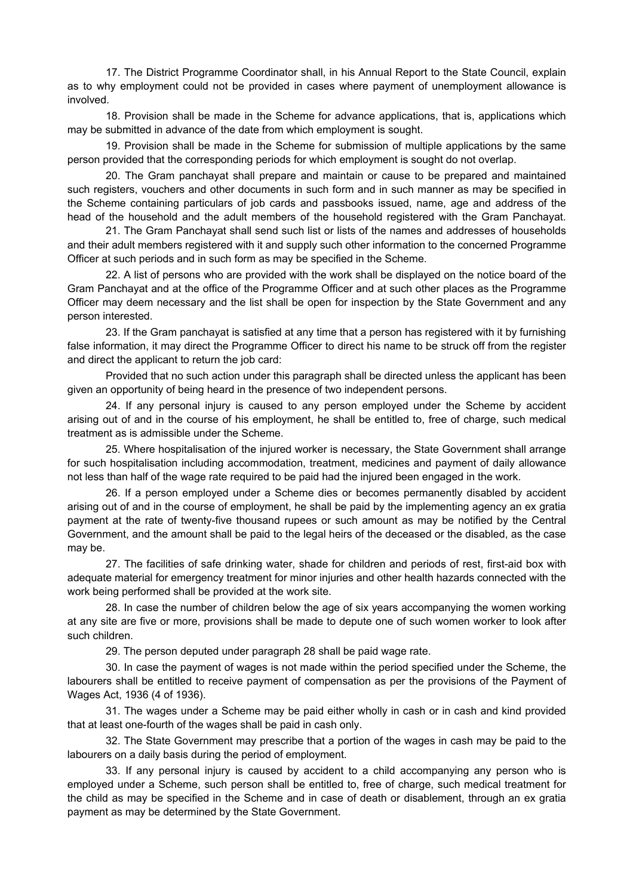17. The District Programme Coordinator shall, in his Annual Report to the State Council, explain as to why employment could not be provided in cases where payment of unemployment allowance is involved.

18. Provision shall be made in the Scheme for advance applications, that is, applications which may be submitted in advance of the date from which employment is sought.

19. Provision shall be made in the Scheme for submission of multiple applications by the same person provided that the corresponding periods for which employment is sought do not overlap.

20. The Gram panchayat shall prepare and maintain or cause to be prepared and maintained such registers, vouchers and other documents in such form and in such manner as may be specified in the Scheme containing particulars of job cards and passbooks issued, name, age and address of the head of the household and the adult members of the household registered with the Gram Panchayat.

21. The Gram Panchayat shall send such list or lists of the names and addresses of households and their adult members registered with it and supply such other information to the concerned Programme Officer at such periods and in such form as may be specified in the Scheme.

22. A list of persons who are provided with the work shall be displayed on the notice board of the Gram Panchayat and at the office of the Programme Officer and at such other places as the Programme Officer may deem necessary and the list shall be open for inspection by the State Government and any person interested.

23. If the Gram panchayat is satisfied at any time that a person has registered with it by furnishing false information, it may direct the Programme Officer to direct his name to be struck off from the register and direct the applicant to return the job card:

Provided that no such action under this paragraph shall be directed unless the applicant has been given an opportunity of being heard in the presence of two independent persons.

24. If any personal injury is caused to any person employed under the Scheme by accident arising out of and in the course of his employment, he shall be entitled to, free of charge, such medical treatment as is admissible under the Scheme.

25. Where hospitalisation of the injured worker is necessary, the State Government shall arrange for such hospitalisation including accommodation, treatment, medicines and payment of daily allowance not less than half of the wage rate required to be paid had the injured been engaged in the work.

26. If a person employed under a Scheme dies or becomes permanently disabled by accident arising out of and in the course of employment, he shall be paid by the implementing agency an ex gratia payment at the rate of twenty-five thousand rupees or such amount as may be notified by the Central Government, and the amount shall be paid to the legal heirs of the deceased or the disabled, as the case may be.

27. The facilities of safe drinking water, shade for children and periods of rest, first-aid box with adequate material for emergency treatment for minor injuries and other health hazards connected with the work being performed shall be provided at the work site.

28. In case the number of children below the age of six years accompanying the women working at any site are five or more, provisions shall be made to depute one of such women worker to look after such children.

29. The person deputed under paragraph 28 shall be paid wage rate.

30. In case the payment of wages is not made within the period specified under the Scheme, the labourers shall be entitled to receive payment of compensation as per the provisions of the Payment of Wages Act, 1936 (4 of 1936).

31. The wages under a Scheme may be paid either wholly in cash or in cash and kind provided that at least one-fourth of the wages shall be paid in cash only.

32. The State Government may prescribe that a portion of the wages in cash may be paid to the labourers on a daily basis during the period of employment.

33. If any personal injury is caused by accident to a child accompanying any person who is employed under a Scheme, such person shall be entitled to, free of charge, such medical treatment for the child as may be specified in the Scheme and in case of death or disablement, through an ex gratia payment as may be determined by the State Government.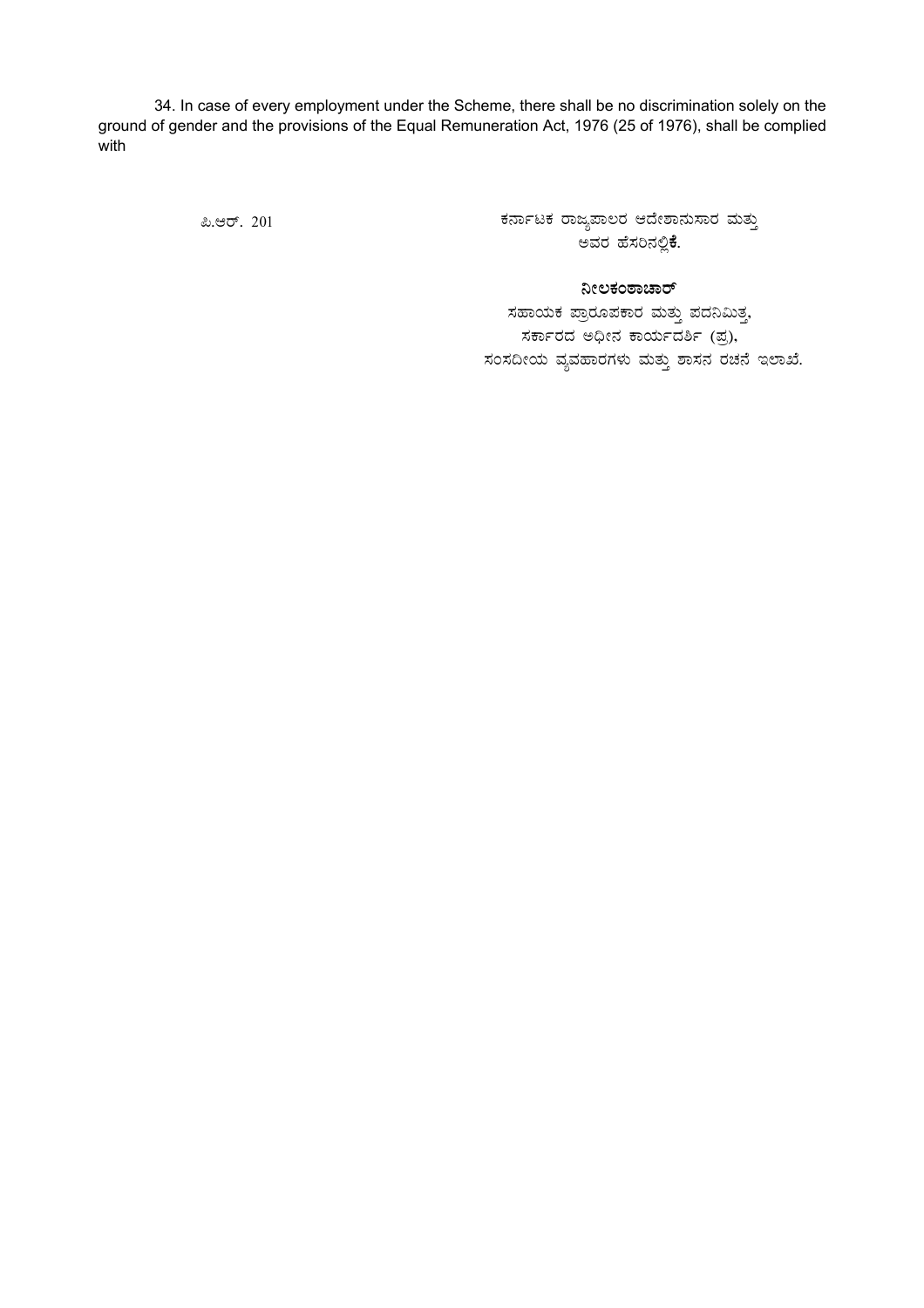34. In case of every employment under the Scheme, there shall be no discrimination solely on the ground of gender and the provisions of the Equal Remuneration Act, 1976 (25 of 1976), shall be complied with

ಪಿ.ಆರ್. 201

ಕರ್ನಾಟಕ ರಾಜ್ಯಪಾಲರ ಆದೇಶಾನುಸಾರ ಮತ್ತು
ಅವರ ಹೆಸರಿನಲ್ಲಿ**ಕೆ.**

**ನೀಲಕಂಠಾಚಾರ್**

ಸಹಾಯಕ ಪ್ರಾರೂಪಕಾರ ಮತ್ತು ಪದನಿಮಿತ್ತ,
ಸರ್ಕಾರದ ಅಧೀನ ಕಾರ್ಯದರ್ಶಿ (ಪ್ರ),
ಸಂಸದೀಯ ವ್ಯವಹಾರಗಳು ಮತ್ತು ಶಾಸನ ರಚನೆ ಇಲಾಖೆ.